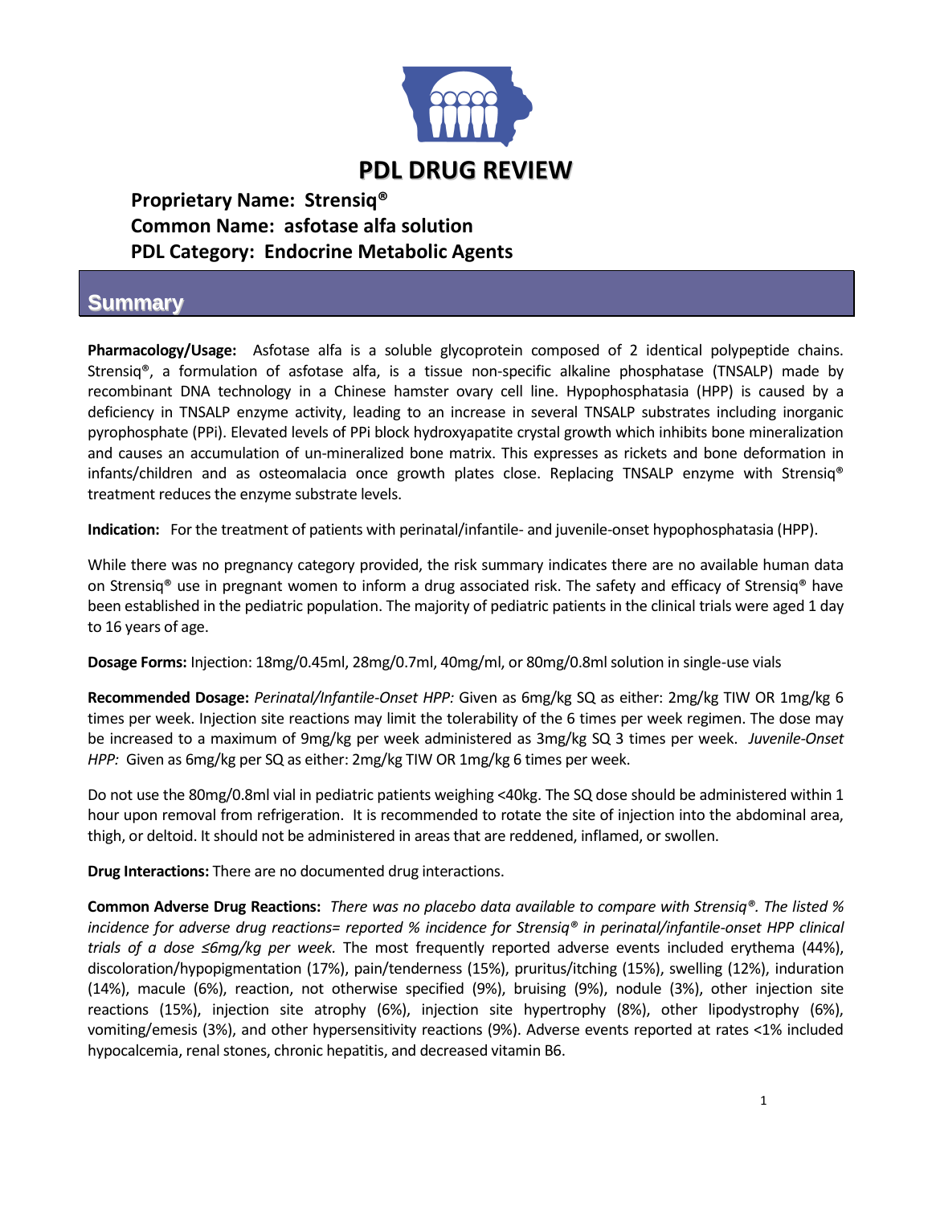# PDL DRUG REVIEW

**Proprietary Name: Strensiq®**
**Common Name: asfotase alfa solution**
**PDL Category: Endocrine Metabolic Agents**

## Summary

**Pharmacology/Usage:** Asfotase alfa is a soluble glycoprotein composed of 2 identical polypeptide chains. Strensiq®, a formulation of asfotase alfa, is a tissue non-specific alkaline phosphatase (TNSALP) made by recombinant DNA technology in a Chinese hamster ovary cell line. Hypophosphatasia (HPP) is caused by a deficiency in TNSALP enzyme activity, leading to an increase in several TNSALP substrates including inorganic pyrophosphate (PPi). Elevated levels of PPi block hydroxyapatite crystal growth which inhibits bone mineralization and causes an accumulation of un-mineralized bone matrix. This expresses as rickets and bone deformation in infants/children and as osteomalacia once growth plates close. Replacing TNSALP enzyme with Strensiq® treatment reduces the enzyme substrate levels.

**Indication:** For the treatment of patients with perinatal/infantile- and juvenile-onset hypophosphatasia (HPP).

While there was no pregnancy category provided, the risk summary indicates there are no available human data on Strensiq® use in pregnant women to inform a drug associated risk. The safety and efficacy of Strensiq® have been established in the pediatric population. The majority of pediatric patients in the clinical trials were aged 1 day to 16 years of age.

**Dosage Forms:** Injection: 18mg/0.45ml, 28mg/0.7ml, 40mg/ml, or 80mg/0.8ml solution in single-use vials

**Recommended Dosage:** *Perinatal/Infantile-Onset HPP:* Given as 6mg/kg SQ as either: 2mg/kg TIW OR 1mg/kg 6 times per week. Injection site reactions may limit the tolerability of the 6 times per week regimen. The dose may be increased to a maximum of 9mg/kg per week administered as 3mg/kg SQ 3 times per week. *Juvenile-Onset HPP:* Given as 6mg/kg per SQ as either: 2mg/kg TIW OR 1mg/kg 6 times per week.

Do not use the 80mg/0.8ml vial in pediatric patients weighing <40kg. The SQ dose should be administered within 1 hour upon removal from refrigeration. It is recommended to rotate the site of injection into the abdominal area, thigh, or deltoid. It should not be administered in areas that are reddened, inflamed, or swollen.

**Drug Interactions:** There are no documented drug interactions.

**Common Adverse Drug Reactions:** *There was no placebo data available to compare with Strensiq®. The listed % incidence for adverse drug reactions= reported % incidence for Strensiq® in perinatal/infantile-onset HPP clinical trials of a dose ≤6mg/kg per week.* The most frequently reported adverse events included erythema (44%), discoloration/hypopigmentation (17%), pain/tenderness (15%), pruritus/itching (15%), swelling (12%), induration (14%), macule (6%), reaction, not otherwise specified (9%), bruising (9%), nodule (3%), other injection site reactions (15%), injection site atrophy (6%), injection site hypertrophy (8%), other lipodystrophy (6%), vomiting/emesis (3%), and other hypersensitivity reactions (9%). Adverse events reported at rates <1% included hypocalcemia, renal stones, chronic hepatitis, and decreased vitamin B6.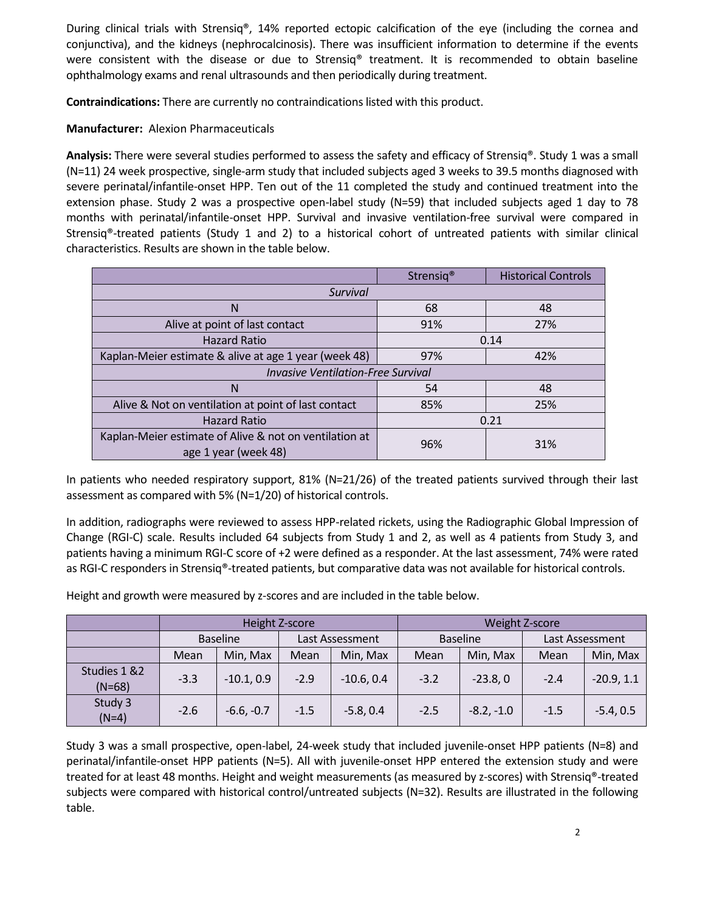During clinical trials with Strensiq®, 14% reported ectopic calcification of the eye (including the cornea and conjunctiva), and the kidneys (nephrocalcinosis). There was insufficient information to determine if the events were consistent with the disease or due to Strensiq® treatment. It is recommended to obtain baseline ophthalmology exams and renal ultrasounds and then periodically during treatment.

**Contraindications:** There are currently no contraindications listed with this product.

**Manufacturer:** Alexion Pharmaceuticals

**Analysis:** There were several studies performed to assess the safety and efficacy of Strensiq®. Study 1 was a small (N=11) 24 week prospective, single-arm study that included subjects aged 3 weeks to 39.5 months diagnosed with severe perinatal/infantile-onset HPP. Ten out of the 11 completed the study and continued treatment into the extension phase. Study 2 was a prospective open-label study (N=59) that included subjects aged 1 day to 78 months with perinatal/infantile-onset HPP. Survival and invasive ventilation-free survival were compared in Strensiq®-treated patients (Study 1 and 2) to a historical cohort of untreated patients with similar clinical characteristics. Results are shown in the table below.

| | Strensiq® | Historical Controls |
|---|---|---|
| *Survival* | | |
| N | 68 | 48 |
| Alive at point of last contact | 91% | 27% |
| Hazard Ratio | 0.14 | |
| Kaplan-Meier estimate & alive at age 1 year (week 48) | 97% | 42% |
| *Invasive Ventilation-Free Survival* | | |
| N | 54 | 48 |
| Alive & Not on ventilation at point of last contact | 85% | 25% |
| Hazard Ratio | 0.21 | |
| Kaplan-Meier estimate of Alive & not on ventilation at age 1 year (week 48) | 96% | 31% |

In patients who needed respiratory support, 81% (N=21/26) of the treated patients survived through their last assessment as compared with 5% (N=1/20) of historical controls.

In addition, radiographs were reviewed to assess HPP-related rickets, using the Radiographic Global Impression of Change (RGI-C) scale. Results included 64 subjects from Study 1 and 2, as well as 4 patients from Study 3, and patients having a minimum RGI-C score of +2 were defined as a responder. At the last assessment, 74% were rated as RGI-C responders in Strensiq®-treated patients, but comparative data was not available for historical controls.

Height and growth were measured by z-scores and are included in the table below.

| | Height Z-score | | | | Weight Z-score | | | |
|---|---|---|---|---|---|---|---|---|
| | Baseline | | Last Assessment | | Baseline | | Last Assessment | |
| | Mean | Min, Max | Mean | Min, Max | Mean | Min, Max | Mean | Min, Max |
| Studies 1 &2 (N=68) | -3.3 | -10.1, 0.9 | -2.9 | -10.6, 0.4 | -3.2 | -23.8, 0 | -2.4 | -20.9, 1.1 |
| Study 3 (N=4) | -2.6 | -6.6, -0.7 | -1.5 | -5.8, 0.4 | -2.5 | -8.2, -1.0 | -1.5 | -5.4, 0.5 |

Study 3 was a small prospective, open-label, 24-week study that included juvenile-onset HPP patients (N=8) and perinatal/infantile-onset HPP patients (N=5). All with juvenile-onset HPP entered the extension study and were treated for at least 48 months. Height and weight measurements (as measured by z-scores) with Strensiq®-treated subjects were compared with historical control/untreated subjects (N=32). Results are illustrated in the following table.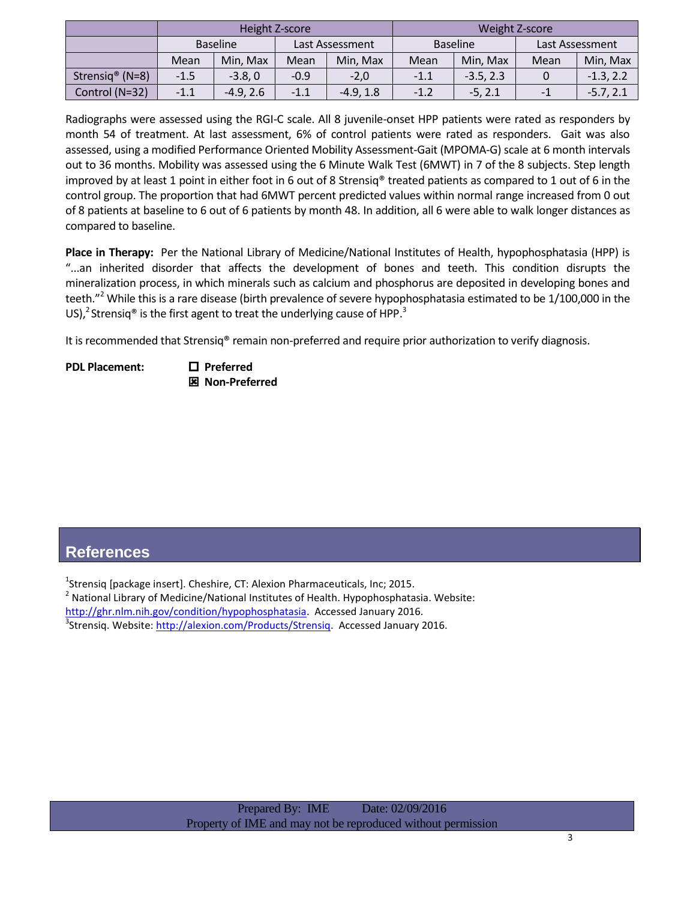| | Height Z-score | | | | Weight Z-score | | | |
|---|---|---|---|---|---|---|---|---|
| | Baseline | | Last Assessment | | Baseline | | Last Assessment | |
| | Mean | Min, Max | Mean | Min, Max | Mean | Min, Max | Mean | Min, Max |
| Strensiq® (N=8) | -1.5 | -3.8, 0 | -0.9 | -2,0 | -1.1 | -3.5, 2.3 | 0 | -1.3, 2.2 |
| Control (N=32) | -1.1 | -4.9, 2.6 | -1.1 | -4.9, 1.8 | -1.2 | -5, 2.1 | -1 | -5.7, 2.1 |

Radiographs were assessed using the RGI-C scale. All 8 juvenile-onset HPP patients were rated as responders by month 54 of treatment. At last assessment, 6% of control patients were rated as responders. Gait was also assessed, using a modified Performance Oriented Mobility Assessment-Gait (MPOMA-G) scale at 6 month intervals out to 36 months. Mobility was assessed using the 6 Minute Walk Test (6MWT) in 7 of the 8 subjects. Step length improved by at least 1 point in either foot in 6 out of 8 Strensiq® treated patients as compared to 1 out of 6 in the control group. The proportion that had 6MWT percent predicted values within normal range increased from 0 out of 8 patients at baseline to 6 out of 6 patients by month 48. In addition, all 6 were able to walk longer distances as compared to baseline.

**Place in Therapy:** Per the National Library of Medicine/National Institutes of Health, hypophosphatasia (HPP) is "...an inherited disorder that affects the development of bones and teeth. This condition disrupts the mineralization process, in which minerals such as calcium and phosphorus are deposited in developing bones and teeth."[2] While this is a rare disease (birth prevalence of severe hypophosphatasia estimated to be 1/100,000 in the US),[2] Strensiq® is the first agent to treat the underlying cause of HPP.[3]

It is recommended that Strensiq® remain non-preferred and require prior authorization to verify diagnosis.

**PDL Placement:**
- ☐ **Preferred**
- ☒ **Non-Preferred**

## References

[1]Strensiq [package insert]. Cheshire, CT: Alexion Pharmaceuticals, Inc; 2015.

[2] National Library of Medicine/National Institutes of Health. Hypophosphatasia. Website: http://ghr.nlm.nih.gov/condition/hypophosphatasia. Accessed January 2016.

[3]Strensiq. Website: http://alexion.com/Products/Strensiq. Accessed January 2016.

Prepared By: IME Date: 02/09/2016
Property of IME and may not be reproduced without permission